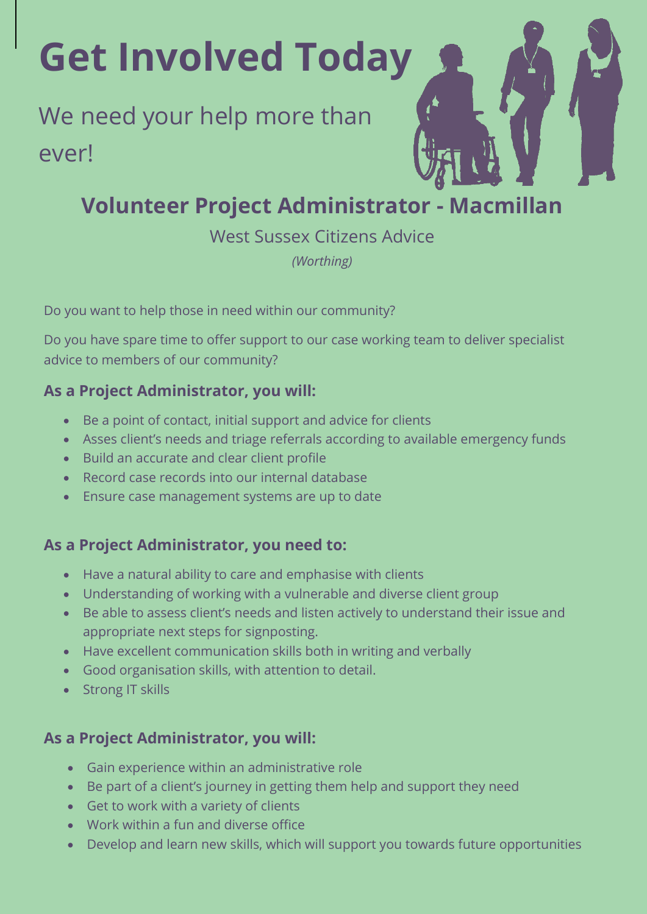# Get Involved Today

We need your help more than ever!

## Volunteer Project Administrator - Macmillan

West Sussex Citizens Advice

*(Worthing)*

Do you want to help those in need within our community?

Do you have spare time to offer support to our case working team to deliver specialist advice to members of our community?

### As a Project Administrator, you will:

- Be a point of contact, initial support and advice for clients
- Asses client's needs and triage referrals according to available emergency funds
- Build an accurate and clear client profile
- Record case records into our internal database
- Ensure case management systems are up to date

### As a Project Administrator, you need to:

- Have a natural ability to care and emphasise with clients
- Understanding of working with a vulnerable and diverse client group
- Be able to assess client's needs and listen actively to understand their issue and appropriate next steps for signposting.
- Have excellent communication skills both in writing and verbally
- Good organisation skills, with attention to detail.
- Strong IT skills

### As a Project Administrator, you will:

- Gain experience within an administrative role
- Be part of a client's journey in getting them help and support they need
- Get to work with a variety of clients
- Work within a fun and diverse office
- Develop and learn new skills, which will support you towards future opportunities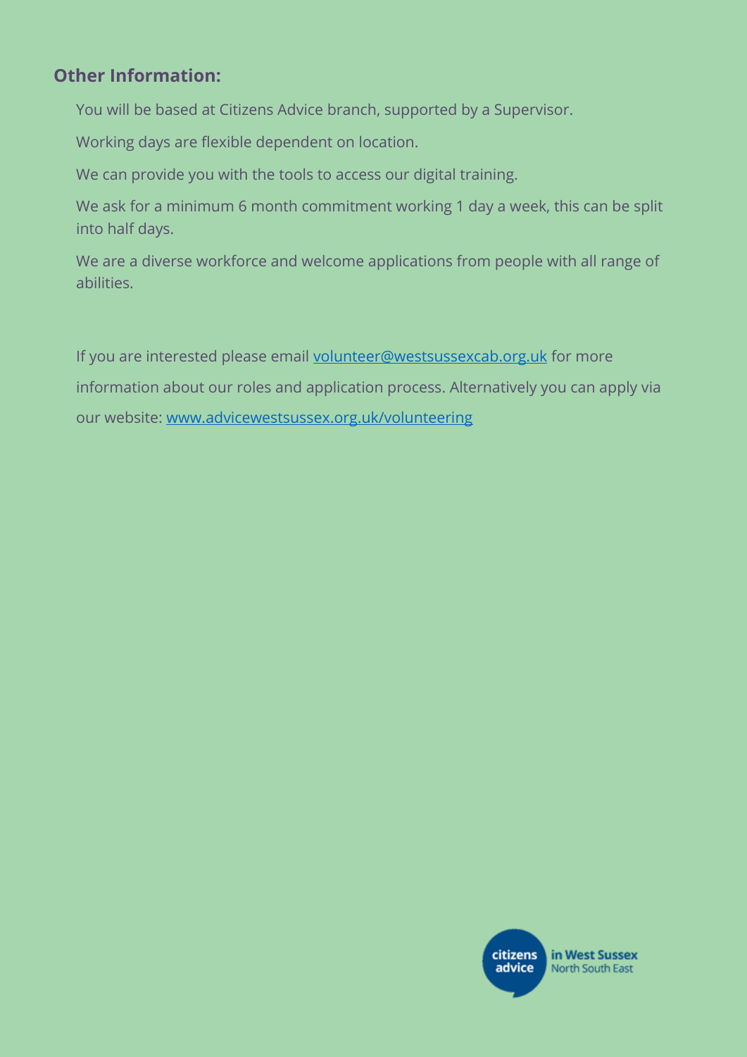## Other Information:

You will be based at Citizens Advice branch, supported by a Supervisor.

Working days are flexible dependent on location.

We can provide you with the tools to access our digital training.

We ask for a minimum 6 month commitment working 1 day a week, this can be split into half days.

We are a diverse workforce and welcome applications from people with all range of abilities.

If you are interested please email volunteer@westsussexcab.org.uk for more information about our roles and application process. Alternatively you can apply via our website: www.advicewestsussex.org.uk/volunteering

citizens advice in West Sussex North South East